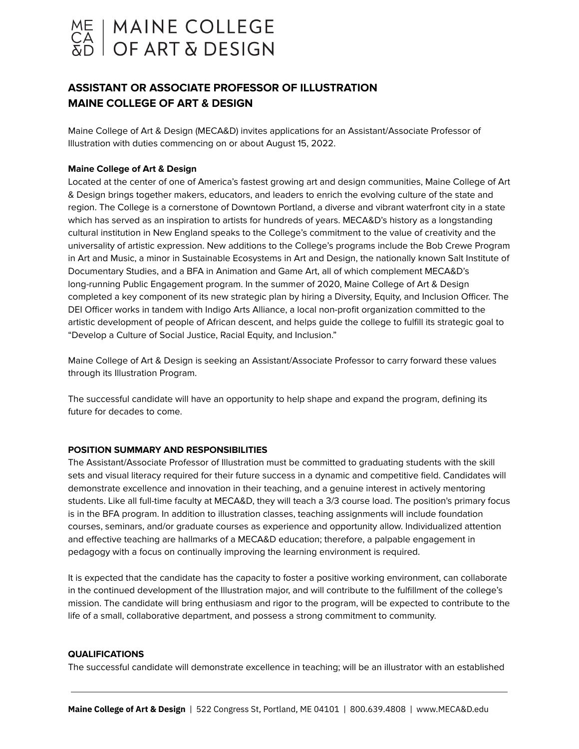# ASSISTANT OR ASSOCIATE PROFESSOR OF ILLUSTRATION
# MAINE COLLEGE OF ART & DESIGN

Maine College of Art & Design (MECA&D) invites applications for an Assistant/Associate Professor of Illustration with duties commencing on or about August 15, 2022.

**Maine College of Art & Design**
Located at the center of one of America's fastest growing art and design communities, Maine College of Art & Design brings together makers, educators, and leaders to enrich the evolving culture of the state and region. The College is a cornerstone of Downtown Portland, a diverse and vibrant waterfront city in a state which has served as an inspiration to artists for hundreds of years. MECA&D's history as a longstanding cultural institution in New England speaks to the College's commitment to the value of creativity and the universality of artistic expression. New additions to the College's programs include the Bob Crewe Program in Art and Music, a minor in Sustainable Ecosystems in Art and Design, the nationally known Salt Institute of Documentary Studies, and a BFA in Animation and Game Art, all of which complement MECA&D's long-running Public Engagement program. In the summer of 2020, Maine College of Art & Design completed a key component of its new strategic plan by hiring a Diversity, Equity, and Inclusion Officer. The DEI Officer works in tandem with Indigo Arts Alliance, a local non-profit organization committed to the artistic development of people of African descent, and helps guide the college to fulfill its strategic goal to "Develop a Culture of Social Justice, Racial Equity, and Inclusion."

Maine College of Art & Design is seeking an Assistant/Associate Professor to carry forward these values through its Illustration Program.

The successful candidate will have an opportunity to help shape and expand the program, defining its future for decades to come.

## POSITION SUMMARY AND RESPONSIBILITIES

The Assistant/Associate Professor of Illustration must be committed to graduating students with the skill sets and visual literacy required for their future success in a dynamic and competitive field. Candidates will demonstrate excellence and innovation in their teaching, and a genuine interest in actively mentoring students. Like all full-time faculty at MECA&D, they will teach a 3/3 course load. The position's primary focus is in the BFA program. In addition to illustration classes, teaching assignments will include foundation courses, seminars, and/or graduate courses as experience and opportunity allow. Individualized attention and effective teaching are hallmarks of a MECA&D education; therefore, a palpable engagement in pedagogy with a focus on continually improving the learning environment is required.

It is expected that the candidate has the capacity to foster a positive working environment, can collaborate in the continued development of the Illustration major, and will contribute to the fulfillment of the college's mission. The candidate will bring enthusiasm and rigor to the program, will be expected to contribute to the life of a small, collaborative department, and possess a strong commitment to community.

## QUALIFICATIONS

The successful candidate will demonstrate excellence in teaching; will be an illustrator with an established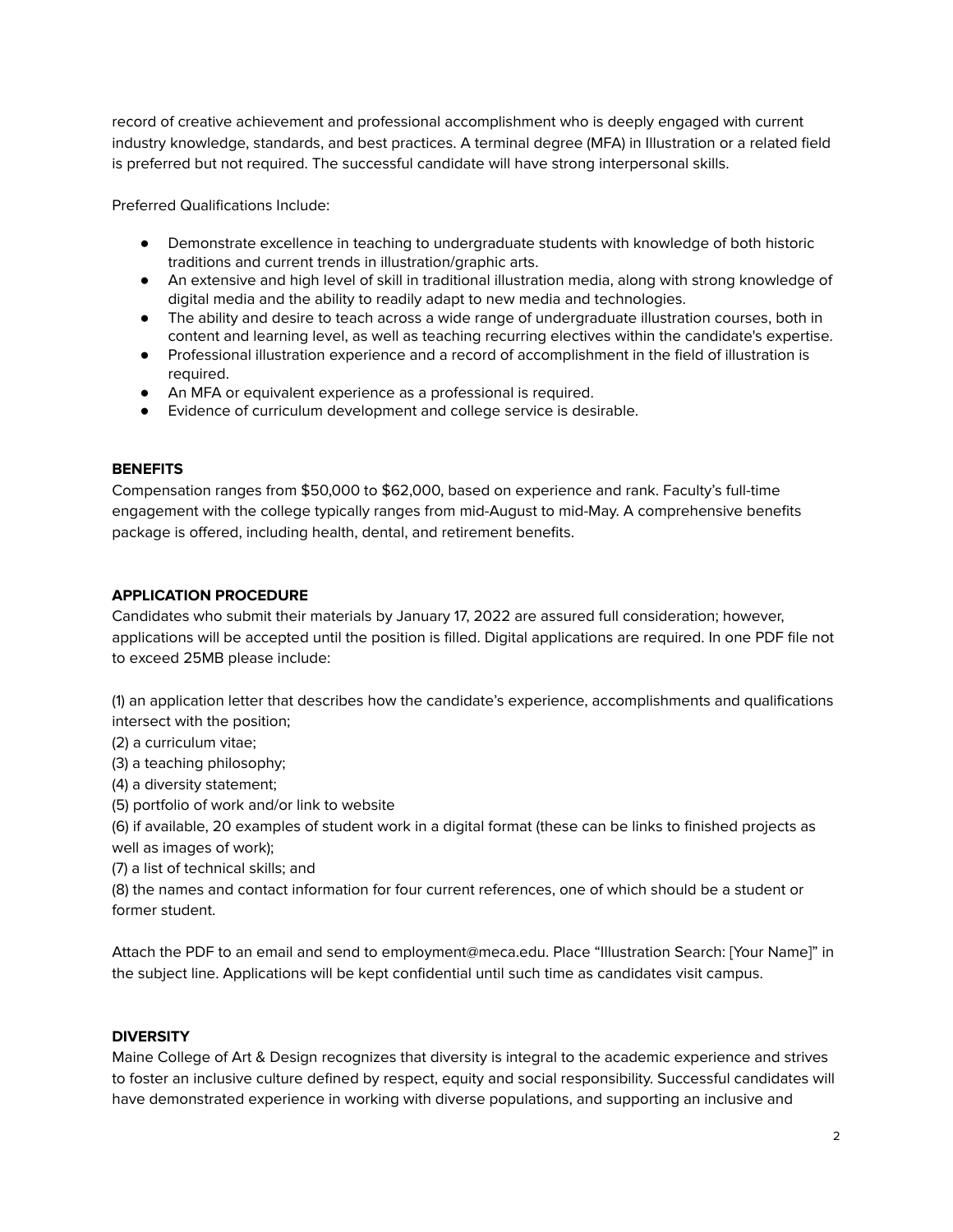record of creative achievement and professional accomplishment who is deeply engaged with current industry knowledge, standards, and best practices. A terminal degree (MFA) in Illustration or a related field is preferred but not required. The successful candidate will have strong interpersonal skills.

Preferred Qualifications Include:

- Demonstrate excellence in teaching to undergraduate students with knowledge of both historic traditions and current trends in illustration/graphic arts.
- An extensive and high level of skill in traditional illustration media, along with strong knowledge of digital media and the ability to readily adapt to new media and technologies.
- The ability and desire to teach across a wide range of undergraduate illustration courses, both in content and learning level, as well as teaching recurring electives within the candidate's expertise.
- Professional illustration experience and a record of accomplishment in the field of illustration is required.
- An MFA or equivalent experience as a professional is required.
- Evidence of curriculum development and college service is desirable.

**BENEFITS**

Compensation ranges from $50,000 to $62,000, based on experience and rank. Faculty's full-time engagement with the college typically ranges from mid-August to mid-May. A comprehensive benefits package is offered, including health, dental, and retirement benefits.

**APPLICATION PROCEDURE**

Candidates who submit their materials by January 17, 2022 are assured full consideration; however, applications will be accepted until the position is filled. Digital applications are required. In one PDF file not to exceed 25MB please include:

(1) an application letter that describes how the candidate's experience, accomplishments and qualifications intersect with the position;
(2) a curriculum vitae;
(3) a teaching philosophy;
(4) a diversity statement;
(5) portfolio of work and/or link to website
(6) if available, 20 examples of student work in a digital format (these can be links to finished projects as well as images of work);
(7) a list of technical skills; and
(8) the names and contact information for four current references, one of which should be a student or former student.

Attach the PDF to an email and send to employment@meca.edu. Place "Illustration Search: [Your Name]" in the subject line. Applications will be kept confidential until such time as candidates visit campus.

**DIVERSITY**

Maine College of Art & Design recognizes that diversity is integral to the academic experience and strives to foster an inclusive culture defined by respect, equity and social responsibility. Successful candidates will have demonstrated experience in working with diverse populations, and supporting an inclusive and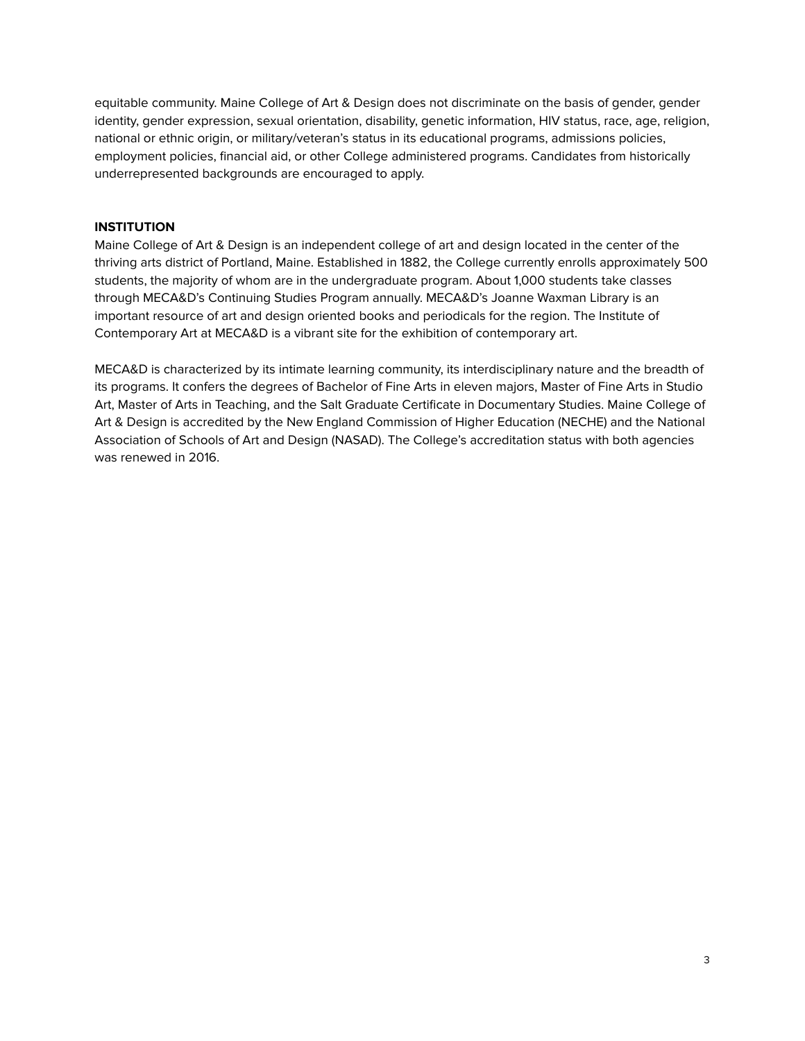equitable community. Maine College of Art & Design does not discriminate on the basis of gender, gender identity, gender expression, sexual orientation, disability, genetic information, HIV status, race, age, religion, national or ethnic origin, or military/veteran's status in its educational programs, admissions policies, employment policies, financial aid, or other College administered programs. Candidates from historically underrepresented backgrounds are encouraged to apply.

**INSTITUTION**

Maine College of Art & Design is an independent college of art and design located in the center of the thriving arts district of Portland, Maine. Established in 1882, the College currently enrolls approximately 500 students, the majority of whom are in the undergraduate program. About 1,000 students take classes through MECA&D's Continuing Studies Program annually. MECA&D's Joanne Waxman Library is an important resource of art and design oriented books and periodicals for the region. The Institute of Contemporary Art at MECA&D is a vibrant site for the exhibition of contemporary art.

MECA&D is characterized by its intimate learning community, its interdisciplinary nature and the breadth of its programs. It confers the degrees of Bachelor of Fine Arts in eleven majors, Master of Fine Arts in Studio Art, Master of Arts in Teaching, and the Salt Graduate Certificate in Documentary Studies. Maine College of Art & Design is accredited by the New England Commission of Higher Education (NECHE) and the National Association of Schools of Art and Design (NASAD). The College's accreditation status with both agencies was renewed in 2016.